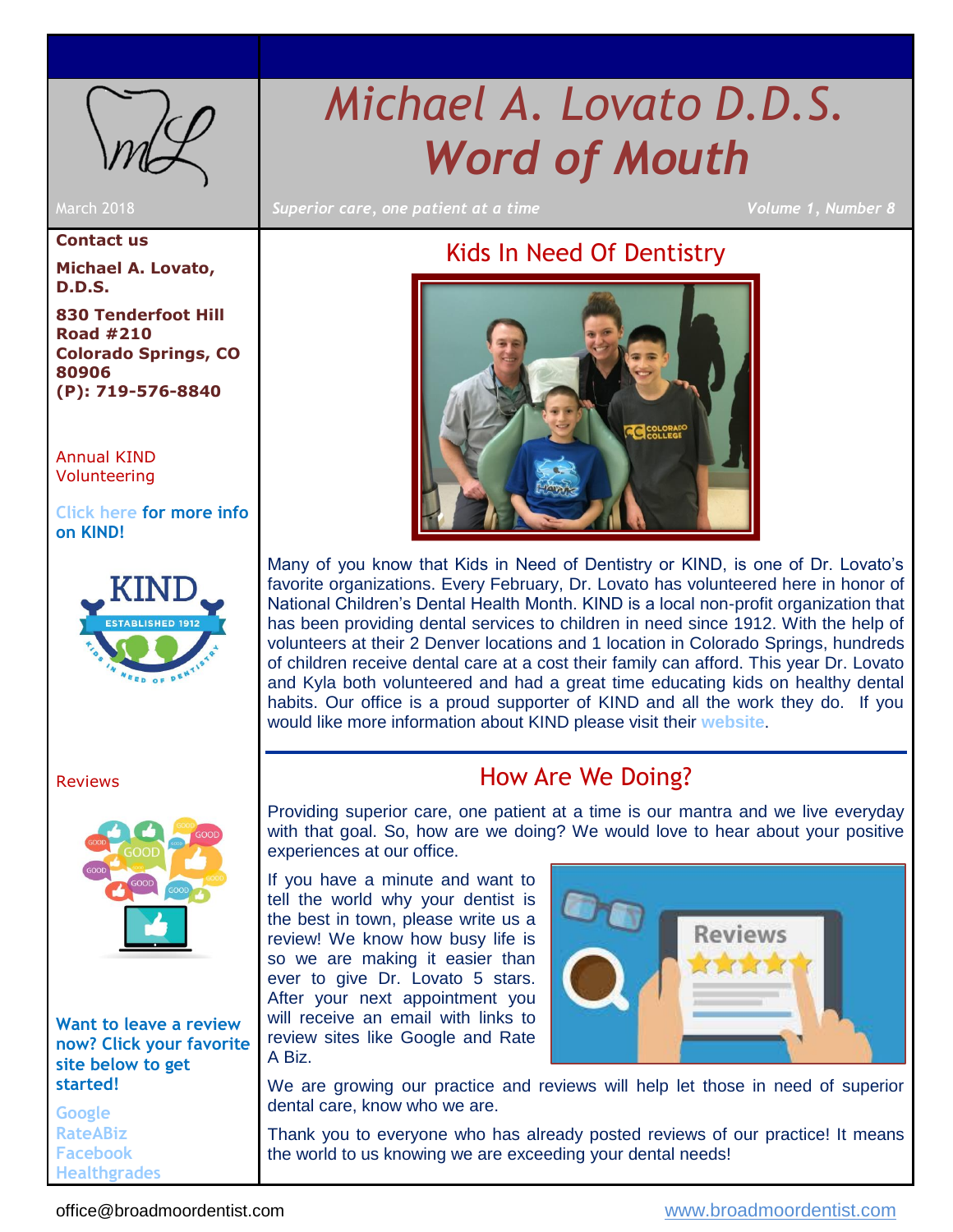# Michael A. Lovato D.D.S.
# *Word of Mouth*

March 2018

*Superior care, one patient at a time*

*Volume 1, Number 8*

**Contact us**

**Michael A. Lovato, D.D.S.**

**830 Tenderfoot Hill Road #210**
**Colorado Springs, CO 80906**
**(P): 719-576-8840**

Annual KIND Volunteering

**Click here for more info on KIND!**

Reviews

**Want to leave a review now? Click your favorite site below to get started!**

**Google**
**RateABiz**
**Facebook**
**Healthgrades**

## Kids In Need Of Dentistry

Many of you know that Kids in Need of Dentistry or KIND, is one of Dr. Lovato's favorite organizations. Every February, Dr. Lovato has volunteered here in honor of National Children's Dental Health Month. KIND is a local non-profit organization that has been providing dental services to children in need since 1912. With the help of volunteers at their 2 Denver locations and 1 location in Colorado Springs, hundreds of children receive dental care at a cost their family can afford. This year Dr. Lovato and Kyla both volunteered and had a great time educating kids on healthy dental habits. Our office is a proud supporter of KIND and all the work they do. If you would like more information about KIND please visit their website.

## How Are We Doing?

Providing superior care, one patient at a time is our mantra and we live everyday with that goal. So, how are we doing? We would love to hear about your positive experiences at our office.

If you have a minute and want to tell the world why your dentist is the best in town, please write us a review! We know how busy life is so we are making it easier than ever to give Dr. Lovato 5 stars. After your next appointment you will receive an email with links to review sites like Google and Rate A Biz.

We are growing our practice and reviews will help let those in need of superior dental care, know who we are.

Thank you to everyone who has already posted reviews of our practice! It means the world to us knowing we are exceeding your dental needs!

office@broadmoordentist.com

www.broadmoordentist.com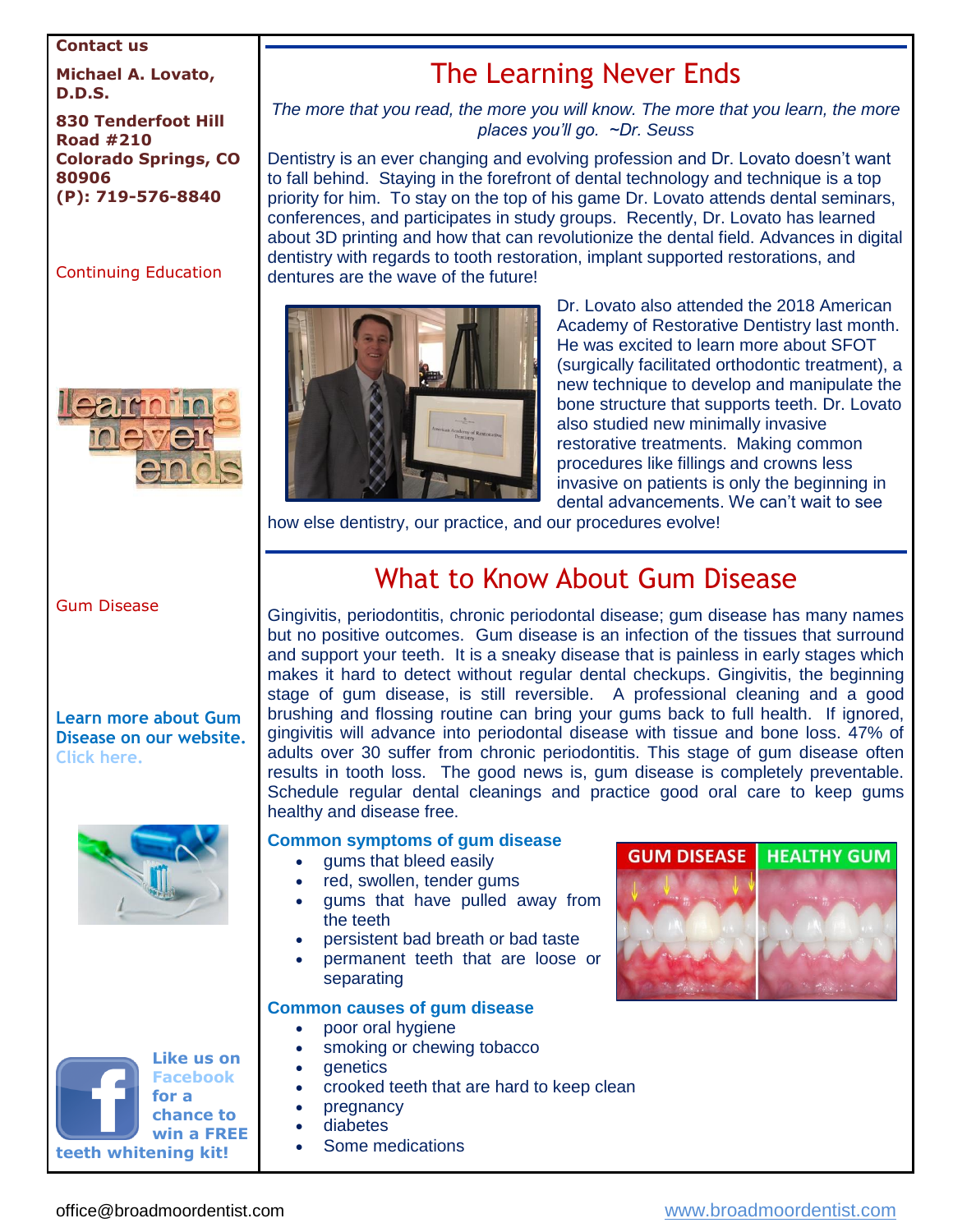**Contact us**

**Michael A. Lovato, D.D.S.**

**830 Tenderfoot Hill Road #210**
**Colorado Springs, CO 80906**
**(P): 719-576-8840**

Continuing Education

Gum Disease

**Learn more about Gum Disease on our website. Click here.**

**Like us on Facebook for a chance to win a FREE teeth whitening kit!**

## The Learning Never Ends

*The more that you read, the more you will know. The more that you learn, the more places you'll go. ~Dr. Seuss*

Dentistry is an ever changing and evolving profession and Dr. Lovato doesn't want to fall behind. Staying in the forefront of dental technology and technique is a top priority for him. To stay on the top of his game Dr. Lovato attends dental seminars, conferences, and participates in study groups. Recently, Dr. Lovato has learned about 3D printing and how that can revolutionize the dental field. Advances in digital dentistry with regards to tooth restoration, implant supported restorations, and dentures are the wave of the future!

Dr. Lovato also attended the 2018 American Academy of Restorative Dentistry last month. He was excited to learn more about SFOT (surgically facilitated orthodontic treatment), a new technique to develop and manipulate the bone structure that supports teeth. Dr. Lovato also studied new minimally invasive restorative treatments. Making common procedures like fillings and crowns less invasive on patients is only the beginning in dental advancements. We can't wait to see how else dentistry, our practice, and our procedures evolve!

## What to Know About Gum Disease

Gingivitis, periodontitis, chronic periodontal disease; gum disease has many names but no positive outcomes. Gum disease is an infection of the tissues that surround and support your teeth. It is a sneaky disease that is painless in early stages which makes it hard to detect without regular dental checkups. Gingivitis, the beginning stage of gum disease, is still reversible. A professional cleaning and a good brushing and flossing routine can bring your gums back to full health. If ignored, gingivitis will advance into periodontal disease with tissue and bone loss. 47% of adults over 30 suffer from chronic periodontitis. This stage of gum disease often results in tooth loss. The good news is, gum disease is completely preventable. Schedule regular dental cleanings and practice good oral care to keep gums healthy and disease free.

**Common symptoms of gum disease**

- gums that bleed easily
- red, swollen, tender gums
- gums that have pulled away from the teeth
- persistent bad breath or bad taste
- permanent teeth that are loose or separating

GUM DISEASE HEALTHY GUM

**Common causes of gum disease**

- poor oral hygiene
- smoking or chewing tobacco
- genetics
- crooked teeth that are hard to keep clean
- pregnancy
- diabetes
- Some medications

office@broadmoordentist.com www.broadmoordentist.com